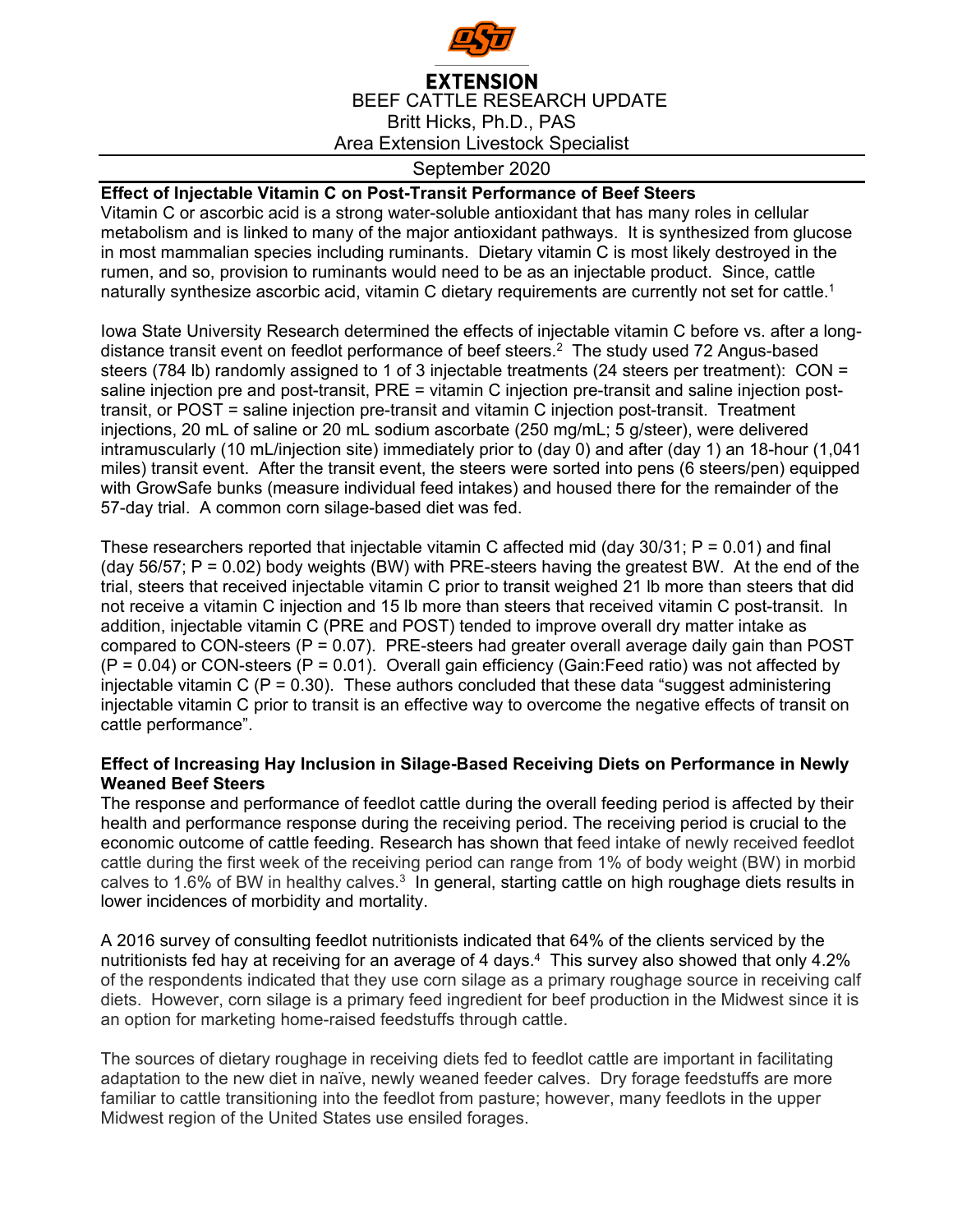**EXTENSION**

BEEF CATTLE RESEARCH UPDATE

Britt Hicks, Ph.D., PAS

Area Extension Livestock Specialist

September 2020

## Effect of Injectable Vitamin C on Post-Transit Performance of Beef Steers

Vitamin C or ascorbic acid is a strong water-soluble antioxidant that has many roles in cellular metabolism and is linked to many of the major antioxidant pathways. It is synthesized from glucose in most mammalian species including ruminants. Dietary vitamin C is most likely destroyed in the rumen, and so, provision to ruminants would need to be as an injectable product. Since, cattle naturally synthesize ascorbic acid, vitamin C dietary requirements are currently not set for cattle.[1]

Iowa State University Research determined the effects of injectable vitamin C before vs. after a long-distance transit event on feedlot performance of beef steers.[2] The study used 72 Angus-based steers (784 lb) randomly assigned to 1 of 3 injectable treatments (24 steers per treatment): CON = saline injection pre and post-transit, PRE = vitamin C injection pre-transit and saline injection post-transit, or POST = saline injection pre-transit and vitamin C injection post-transit. Treatment injections, 20 mL of saline or 20 mL sodium ascorbate (250 mg/mL; 5 g/steer), were delivered intramuscularly (10 mL/injection site) immediately prior to (day 0) and after (day 1) an 18-hour (1,041 miles) transit event. After the transit event, the steers were sorted into pens (6 steers/pen) equipped with GrowSafe bunks (measure individual feed intakes) and housed there for the remainder of the 57-day trial. A common corn silage-based diet was fed.

These researchers reported that injectable vitamin C affected mid (day 30/31; $P = 0.01$) and final (day 56/57; $P = 0.02$) body weights (BW) with PRE-steers having the greatest BW. At the end of the trial, steers that received injectable vitamin C prior to transit weighed 21 lb more than steers that did not receive a vitamin C injection and 15 lb more than steers that received vitamin C post-transit. In addition, injectable vitamin C (PRE and POST) tended to improve overall dry matter intake as compared to CON-steers ($P = 0.07$). PRE-steers had greater overall average daily gain than POST ($P = 0.04$) or CON-steers ($P = 0.01$). Overall gain efficiency (Gain:Feed ratio) was not affected by injectable vitamin C ($P = 0.30$). These authors concluded that these data "suggest administering injectable vitamin C prior to transit is an effective way to overcome the negative effects of transit on cattle performance".

## Effect of Increasing Hay Inclusion in Silage-Based Receiving Diets on Performance in Newly Weaned Beef Steers

The response and performance of feedlot cattle during the overall feeding period is affected by their health and performance response during the receiving period. The receiving period is crucial to the economic outcome of cattle feeding. Research has shown that feed intake of newly received feedlot cattle during the first week of the receiving period can range from 1% of body weight (BW) in morbid calves to 1.6% of BW in healthy calves.[3] In general, starting cattle on high roughage diets results in lower incidences of morbidity and mortality.

A 2016 survey of consulting feedlot nutritionists indicated that 64% of the clients serviced by the nutritionists fed hay at receiving for an average of 4 days.[4] This survey also showed that only 4.2% of the respondents indicated that they use corn silage as a primary roughage source in receiving calf diets. However, corn silage is a primary feed ingredient for beef production in the Midwest since it is an option for marketing home-raised feedstuffs through cattle.

The sources of dietary roughage in receiving diets fed to feedlot cattle are important in facilitating adaptation to the new diet in naïve, newly weaned feeder calves. Dry forage feedstuffs are more familiar to cattle transitioning into the feedlot from pasture; however, many feedlots in the upper Midwest region of the United States use ensiled forages.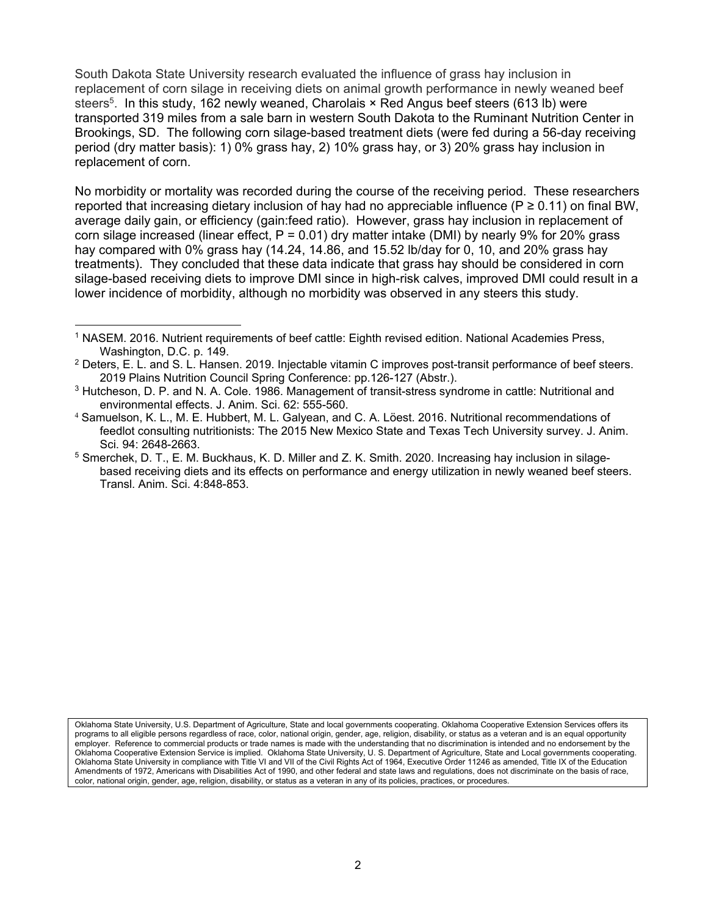South Dakota State University research evaluated the influence of grass hay inclusion in replacement of corn silage in receiving diets on animal growth performance in newly weaned beef steers[5]. In this study, 162 newly weaned, Charolais × Red Angus beef steers (613 lb) were transported 319 miles from a sale barn in western South Dakota to the Ruminant Nutrition Center in Brookings, SD. The following corn silage-based treatment diets (were fed during a 56-day receiving period (dry matter basis): 1) 0% grass hay, 2) 10% grass hay, or 3) 20% grass hay inclusion in replacement of corn.

No morbidity or mortality was recorded during the course of the receiving period. These researchers reported that increasing dietary inclusion of hay had no appreciable influence ($P \geq 0.11$) on final BW, average daily gain, or efficiency (gain:feed ratio). However, grass hay inclusion in replacement of corn silage increased (linear effect, $P = 0.01$) dry matter intake (DMI) by nearly 9% for 20% grass hay compared with 0% grass hay (14.24, 14.86, and 15.52 lb/day for 0, 10, and 20% grass hay treatments). They concluded that these data indicate that grass hay should be considered in corn silage-based receiving diets to improve DMI since in high-risk calves, improved DMI could result in a lower incidence of morbidity, although no morbidity was observed in any steers this study.

---

[1] NASEM. 2016. Nutrient requirements of beef cattle: Eighth revised edition. National Academies Press, Washington, D.C. p. 149.

[2] Deters, E. L. and S. L. Hansen. 2019. Injectable vitamin C improves post-transit performance of beef steers. 2019 Plains Nutrition Council Spring Conference: pp.126-127 (Abstr.).

[3] Hutcheson, D. P. and N. A. Cole. 1986. Management of transit-stress syndrome in cattle: Nutritional and environmental effects. J. Anim. Sci. 62: 555-560.

[4] Samuelson, K. L., M. E. Hubbert, M. L. Galyean, and C. A. Löest. 2016. Nutritional recommendations of feedlot consulting nutritionists: The 2015 New Mexico State and Texas Tech University survey. J. Anim. Sci. 94: 2648-2663.

[5] Smerchek, D. T., E. M. Buckhaus, K. D. Miller and Z. K. Smith. 2020. Increasing hay inclusion in silage-based receiving diets and its effects on performance and energy utilization in newly weaned beef steers. Transl. Anim. Sci. 4:848-853.

Oklahoma State University, U.S. Department of Agriculture, State and local governments cooperating. Oklahoma Cooperative Extension Services offers its programs to all eligible persons regardless of race, color, national origin, gender, age, religion, disability, or status as a veteran and is an equal opportunity employer. Reference to commercial products or trade names is made with the understanding that no discrimination is intended and no endorsement by the Oklahoma Cooperative Extension Service is implied. Oklahoma State University, U. S. Department of Agriculture, State and Local governments cooperating. Oklahoma State University in compliance with Title VI and VII of the Civil Rights Act of 1964, Executive Order 11246 as amended, Title IX of the Education Amendments of 1972, Americans with Disabilities Act of 1990, and other federal and state laws and regulations, does not discriminate on the basis of race, color, national origin, gender, age, religion, disability, or status as a veteran in any of its policies, practices, or procedures.